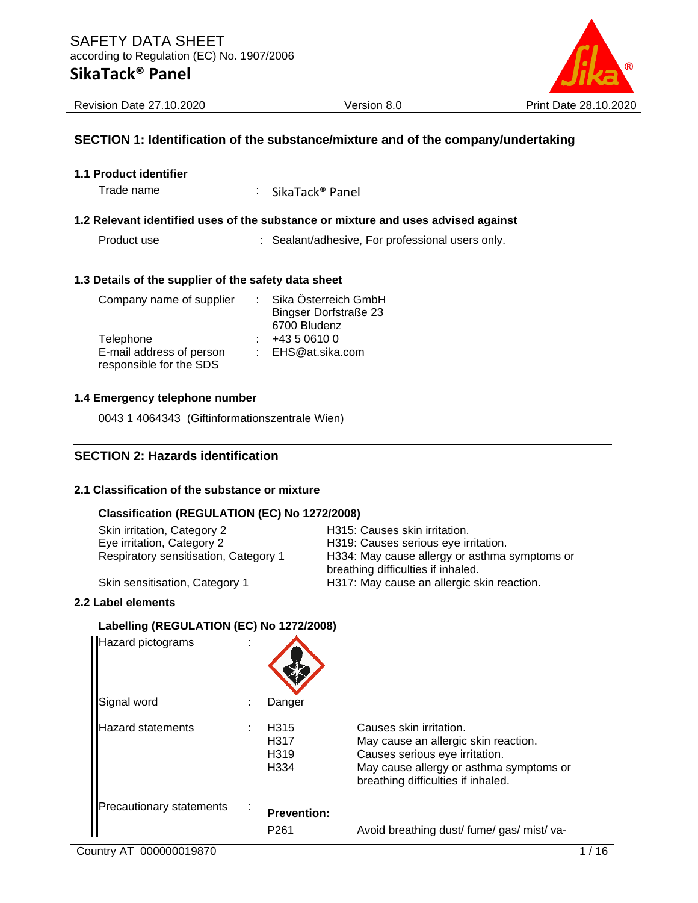SAFETY DATA SHEET
according to Regulation (EC) No. 1907/2006

# SikaTack® Panel

Revision Date 27.10.2020 | Version 8.0 | Print Date 28.10.2020

## SECTION 1: Identification of the substance/mixture and of the company/undertaking

### 1.1 Product identifier

Trade name : SikaTack® Panel

### 1.2 Relevant identified uses of the substance or mixture and uses advised against

Product use : Sealant/adhesive, For professional users only.

### 1.3 Details of the supplier of the safety data sheet

Company name of supplier : Sika Österreich GmbH
Bingser Dorfstraße 23
6700 Bludenz

Telephone : +43 5 0610 0

E-mail address of person responsible for the SDS : EHS@at.sika.com

### 1.4 Emergency telephone number

0043 1 4064343 (Giftinformationszentrale Wien)

## SECTION 2: Hazards identification

### 2.1 Classification of the substance or mixture

**Classification (REGULATION (EC) No 1272/2008)**

| | |
|---|---|
| Skin irritation, Category 2 | H315: Causes skin irritation. |
| Eye irritation, Category 2 | H319: Causes serious eye irritation. |
| Respiratory sensitisation, Category 1 | H334: May cause allergy or asthma symptoms or breathing difficulties if inhaled. |
| Skin sensitisation, Category 1 | H317: May cause an allergic skin reaction. |

### 2.2 Label elements

**Labelling (REGULATION (EC) No 1272/2008)**

Hazard pictograms :

Signal word : Danger

Hazard statements :

| | |
|---|---|
| H315 | Causes skin irritation. |
| H317 | May cause an allergic skin reaction. |
| H319 | Causes serious eye irritation. |
| H334 | May cause allergy or asthma symptoms or breathing difficulties if inhaled. |

Precautionary statements :

**Prevention:**

P261 Avoid breathing dust/ fume/ gas/ mist/ va-

Country AT 000000019870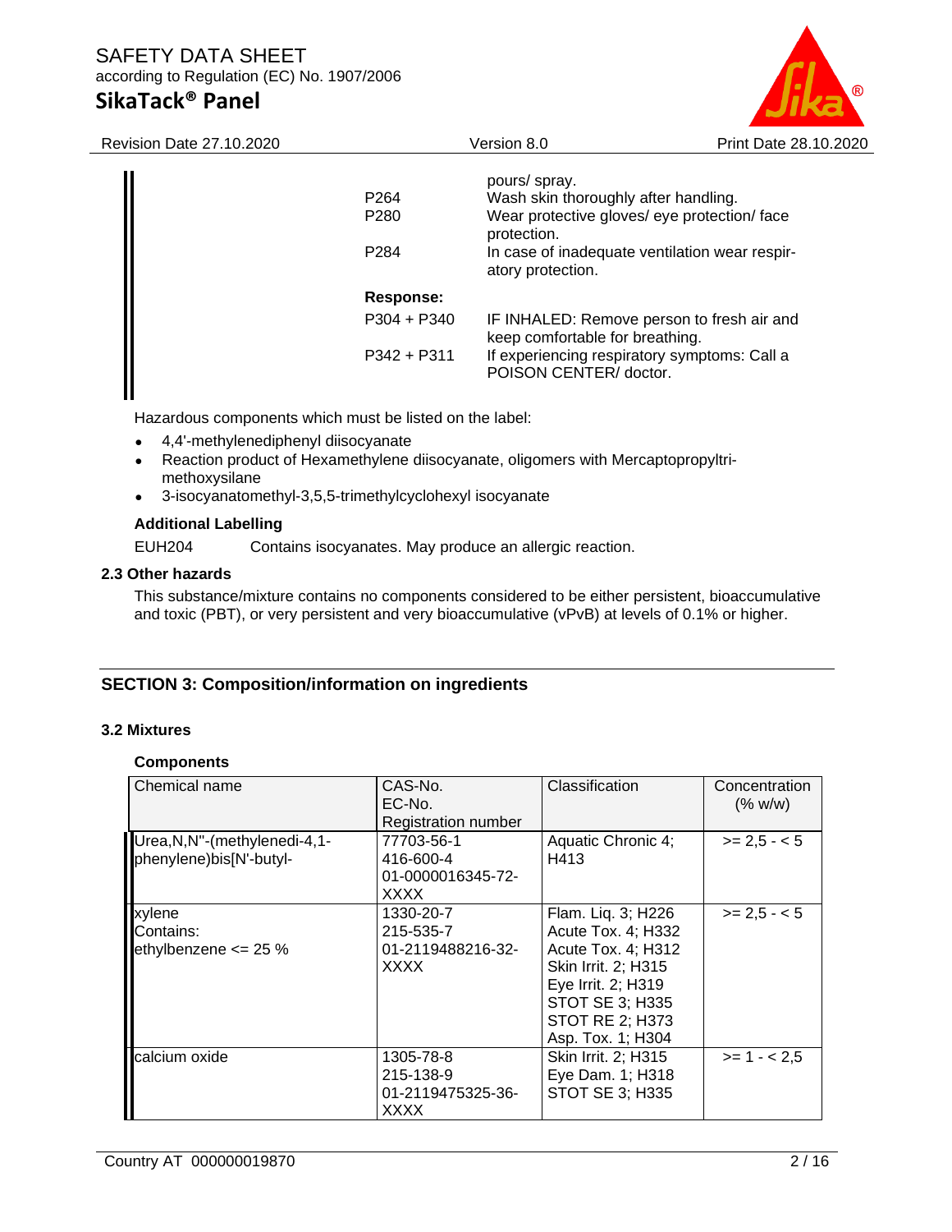| | |
|---|---|
| | pours/ spray. |
| P264 | Wash skin thoroughly after handling. |
| P280 | Wear protective gloves/ eye protection/ face protection. |
| P284 | In case of inadequate ventilation wear respiratory protection. |
| **Response:** | |
| P304 + P340 | IF INHALED: Remove person to fresh air and keep comfortable for breathing. |
| P342 + P311 | If experiencing respiratory symptoms: Call a POISON CENTER/ doctor. |

Hazardous components which must be listed on the label:

- 4,4'-methylenediphenyl diisocyanate
- Reaction product of Hexamethylene diisocyanate, oligomers with Mercaptopropyltrimethoxysilane
- 3-isocyanatomethyl-3,5,5-trimethylcyclohexyl isocyanate

**Additional Labelling**

EUH204 Contains isocyanates. May produce an allergic reaction.

### 2.3 Other hazards

This substance/mixture contains no components considered to be either persistent, bioaccumulative and toxic (PBT), or very persistent and very bioaccumulative (vPvB) at levels of 0.1% or higher.

## SECTION 3: Composition/information on ingredients

### 3.2 Mixtures

**Components**

| Chemical name | CAS-No.<br>EC-No.<br>Registration number | Classification | Concentration (% w/w) |
|---|---|---|---|
| Urea,N,N''-(methylenedi-4,1-phenylene)bis[N'-butyl- | 77703-56-1<br>416-600-4<br>01-0000016345-72-XXXX | Aquatic Chronic 4; H413 | >= 2,5 - < 5 |
| xylene<br>Contains:<br>ethylbenzene <= 25 % | 1330-20-7<br>215-535-7<br>01-2119488216-32-XXXX | Flam. Liq. 3; H226<br>Acute Tox. 4; H332<br>Acute Tox. 4; H312<br>Skin Irrit. 2; H315<br>Eye Irrit. 2; H319<br>STOT SE 3; H335<br>STOT RE 2; H373<br>Asp. Tox. 1; H304 | >= 2,5 - < 5 |
| calcium oxide | 1305-78-8<br>215-138-9<br>01-2119475325-36-XXXX | Skin Irrit. 2; H315<br>Eye Dam. 1; H318<br>STOT SE 3; H335 | >= 1 - < 2,5 |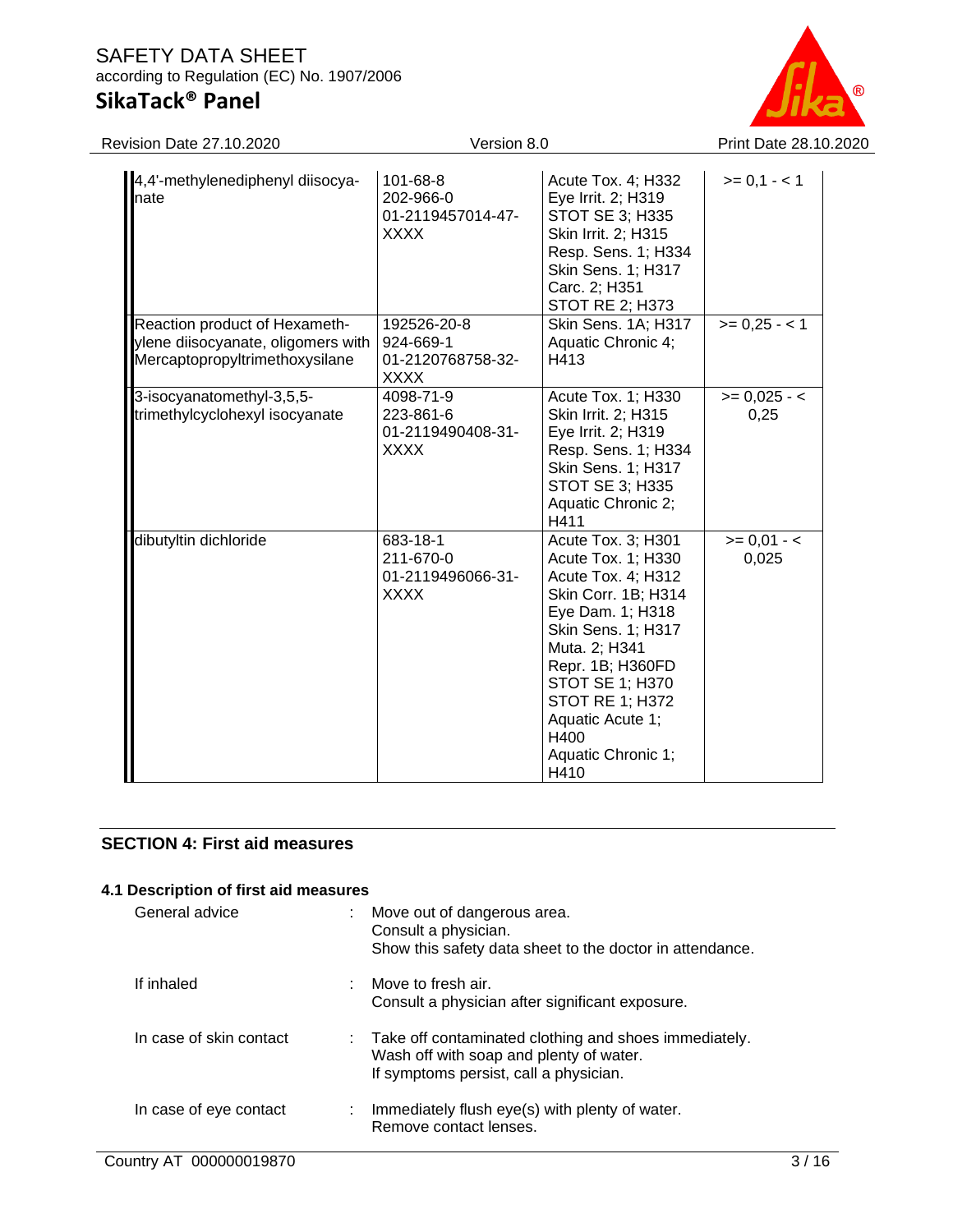| | | | |
|---|---|---|---|
| 4,4'-methylenediphenyl diisocyanate | 101-68-8<br>202-966-0<br>01-2119457014-47-XXXX | Acute Tox. 4; H332<br>Eye Irrit. 2; H319<br>STOT SE 3; H335<br>Skin Irrit. 2; H315<br>Resp. Sens. 1; H334<br>Skin Sens. 1; H317<br>Carc. 2; H351<br>STOT RE 2; H373 | >= 0,1 - < 1 |
| Reaction product of Hexamethylene diisocyanate, oligomers with Mercaptopropyltrimethoxysilane | 192526-20-8<br>924-669-1<br>01-2120768758-32-XXXX | Skin Sens. 1A; H317<br>Aquatic Chronic 4; H413 | >= 0,25 - < 1 |
| 3-isocyanatomethyl-3,5,5-trimethylcyclohexyl isocyanate | 4098-71-9<br>223-861-6<br>01-2119490408-31-XXXX | Acute Tox. 1; H330<br>Skin Irrit. 2; H315<br>Eye Irrit. 2; H319<br>Resp. Sens. 1; H334<br>Skin Sens. 1; H317<br>STOT SE 3; H335<br>Aquatic Chronic 2; H411 | >= 0,025 - < 0,25 |
| dibutyltin dichloride | 683-18-1<br>211-670-0<br>01-2119496066-31-XXXX | Acute Tox. 3; H301<br>Acute Tox. 1; H330<br>Acute Tox. 4; H312<br>Skin Corr. 1B; H314<br>Eye Dam. 1; H318<br>Skin Sens. 1; H317<br>Muta. 2; H341<br>Repr. 1B; H360FD<br>STOT SE 1; H370<br>STOT RE 1; H372<br>Aquatic Acute 1; H400<br>Aquatic Chronic 1; H410 | >= 0,01 - < 0,025 |

## SECTION 4: First aid measures

### 4.1 Description of first aid measures

General advice : Move out of dangerous area.
Consult a physician.
Show this safety data sheet to the doctor in attendance.

If inhaled : Move to fresh air.
Consult a physician after significant exposure.

In case of skin contact : Take off contaminated clothing and shoes immediately.
Wash off with soap and plenty of water.
If symptoms persist, call a physician.

In case of eye contact : Immediately flush eye(s) with plenty of water.
Remove contact lenses.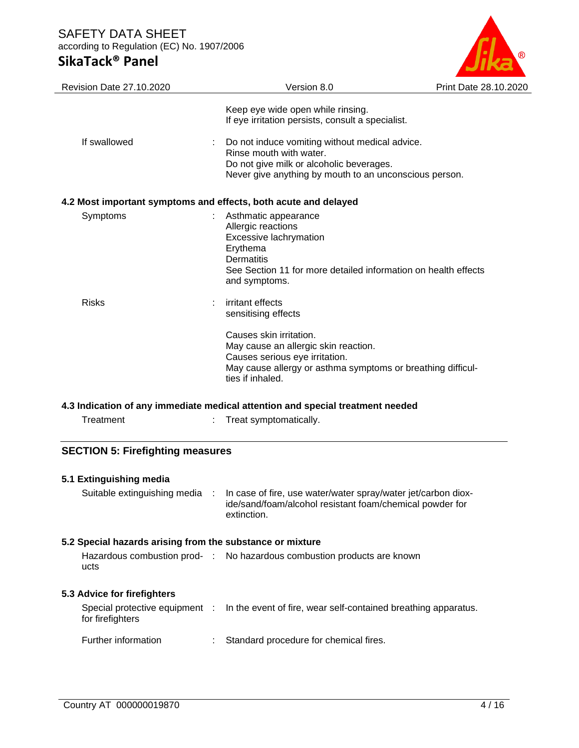| | | |
|---|---|---|
| | | Keep eye wide open while rinsing.<br>If eye irritation persists, consult a specialist. |
| If swallowed | : | Do not induce vomiting without medical advice.<br>Rinse mouth with water.<br>Do not give milk or alcoholic beverages.<br>Never give anything by mouth to an unconscious person. |

### 4.2 Most important symptoms and effects, both acute and delayed

| | | |
|---|---|---|
| Symptoms | : | Asthmatic appearance<br>Allergic reactions<br>Excessive lachrymation<br>Erythema<br>Dermatitis<br>See Section 11 for more detailed information on health effects and symptoms. |
| Risks | : | irritant effects<br>sensitising effects<br><br>Causes skin irritation.<br>May cause an allergic skin reaction.<br>Causes serious eye irritation.<br>May cause allergy or asthma symptoms or breathing difficulties if inhaled. |

### 4.3 Indication of any immediate medical attention and special treatment needed

| | | |
|---|---|---|
| Treatment | : | Treat symptomatically. |

## SECTION 5: Firefighting measures

### 5.1 Extinguishing media

| | | |
|---|---|---|
| Suitable extinguishing media | : | In case of fire, use water/water spray/water jet/carbon dioxide/sand/foam/alcohol resistant foam/chemical powder for extinction. |

### 5.2 Special hazards arising from the substance or mixture

| | | |
|---|---|---|
| Hazardous combustion products | : | No hazardous combustion products are known |

### 5.3 Advice for firefighters

| | | |
|---|---|---|
| Special protective equipment for firefighters | : | In the event of fire, wear self-contained breathing apparatus. |
| Further information | : | Standard procedure for chemical fires. |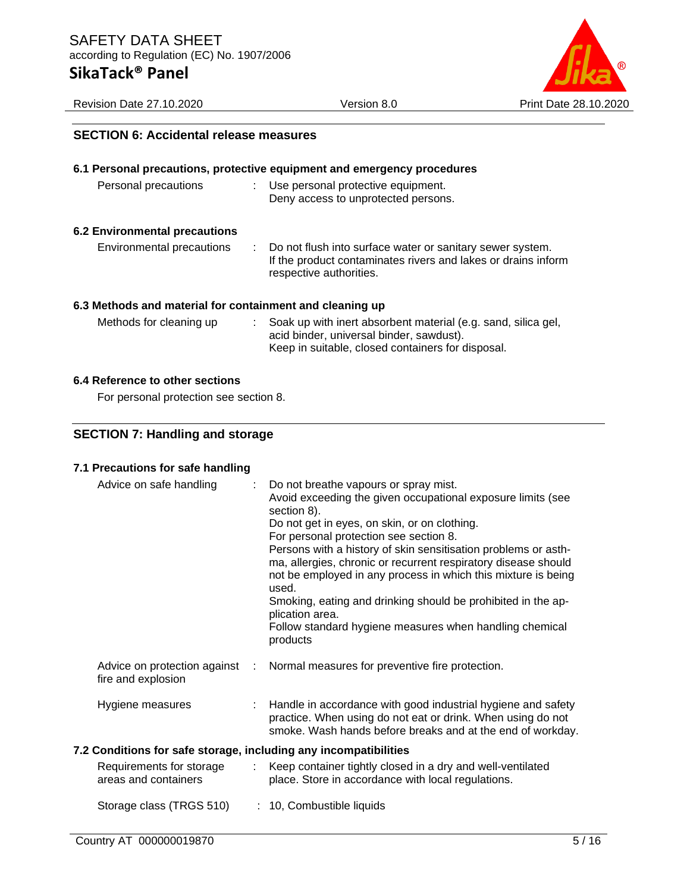## SECTION 6: Accidental release measures

### 6.1 Personal precautions, protective equipment and emergency procedures

| | |
|---|---|
| Personal precautions | Use personal protective equipment.<br>Deny access to unprotected persons. |

### 6.2 Environmental precautions

| | |
|---|---|
| Environmental precautions | Do not flush into surface water or sanitary sewer system.<br>If the product contaminates rivers and lakes or drains inform respective authorities. |

### 6.3 Methods and material for containment and cleaning up

| | |
|---|---|
| Methods for cleaning up | Soak up with inert absorbent material (e.g. sand, silica gel, acid binder, universal binder, sawdust).<br>Keep in suitable, closed containers for disposal. |

### 6.4 Reference to other sections

For personal protection see section 8.

## SECTION 7: Handling and storage

### 7.1 Precautions for safe handling

| | |
|---|---|
| Advice on safe handling | Do not breathe vapours or spray mist.<br>Avoid exceeding the given occupational exposure limits (see section 8).<br>Do not get in eyes, on skin, or on clothing.<br>For personal protection see section 8.<br>Persons with a history of skin sensitisation problems or asthma, allergies, chronic or recurrent respiratory disease should not be employed in any process in which this mixture is being used.<br>Smoking, eating and drinking should be prohibited in the application area.<br>Follow standard hygiene measures when handling chemical products |
| Advice on protection against fire and explosion | Normal measures for preventive fire protection. |
| Hygiene measures | Handle in accordance with good industrial hygiene and safety practice. When using do not eat or drink. When using do not smoke. Wash hands before breaks and at the end of workday. |

### 7.2 Conditions for safe storage, including any incompatibilities

| | |
|---|---|
| Requirements for storage areas and containers | Keep container tightly closed in a dry and well-ventilated place. Store in accordance with local regulations. |
| Storage class (TRGS 510) | 10, Combustible liquids |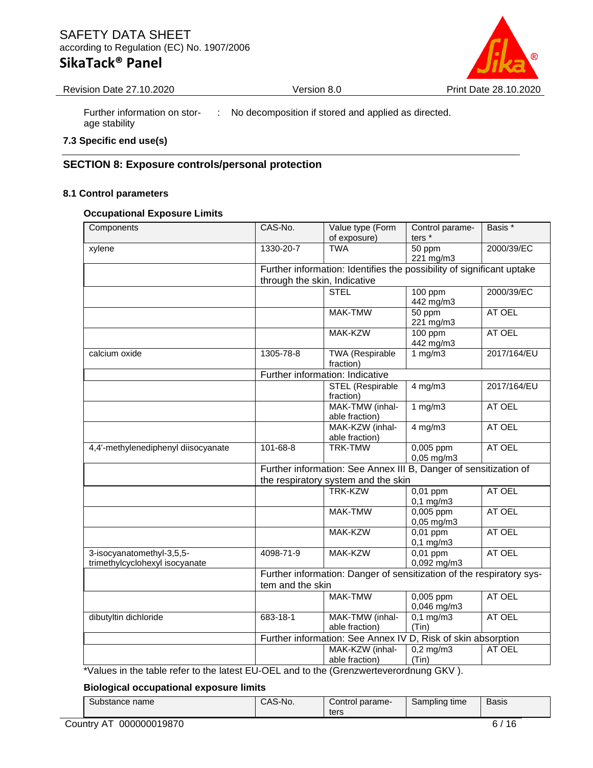| | | |
|---|---|---|
| Further information on storage stability | : | No decomposition if stored and applied as directed. |

**7.3 Specific end use(s)**

## SECTION 8: Exposure controls/personal protection

### 8.1 Control parameters

**Occupational Exposure Limits**

| Components | CAS-No. | Value type (Form of exposure) | Control parameters * | Basis * |
|---|---|---|---|---|
| xylene | 1330-20-7 | TWA | 50 ppm 221 mg/m3 | 2000/39/EC |
| | Further information: Identifies the possibility of significant uptake through the skin, Indicative | | | |
| | | STEL | 100 ppm 442 mg/m3 | 2000/39/EC |
| | | MAK-TMW | 50 ppm 221 mg/m3 | AT OEL |
| | | MAK-KZW | 100 ppm 442 mg/m3 | AT OEL |
| calcium oxide | 1305-78-8 | TWA (Respirable fraction) | 1 mg/m3 | 2017/164/EU |
| | Further information: Indicative | | | |
| | | STEL (Respirable fraction) | 4 mg/m3 | 2017/164/EU |
| | | MAK-TMW (inhalable fraction) | 1 mg/m3 | AT OEL |
| | | MAK-KZW (inhalable fraction) | 4 mg/m3 | AT OEL |
| 4,4'-methylenediphenyl diisocyanate | 101-68-8 | TRK-TMW | 0,005 ppm 0,05 mg/m3 | AT OEL |
| | Further information: See Annex III B, Danger of sensitization of the respiratory system and the skin | | | |
| | | TRK-KZW | 0,01 ppm 0,1 mg/m3 | AT OEL |
| | | MAK-TMW | 0,005 ppm 0,05 mg/m3 | AT OEL |
| | | MAK-KZW | 0,01 ppm 0,1 mg/m3 | AT OEL |
| 3-isocyanatomethyl-3,5,5-trimethylcyclohexyl isocyanate | 4098-71-9 | MAK-KZW | 0,01 ppm 0,092 mg/m3 | AT OEL |
| | Further information: Danger of sensitization of the respiratory system and the skin | | | |
| | | MAK-TMW | 0,005 ppm 0,046 mg/m3 | AT OEL |
| dibutyltin dichloride | 683-18-1 | MAK-TMW (inhalable fraction) | 0,1 mg/m3 (Tin) | AT OEL |
| | Further information: See Annex IV D, Risk of skin absorption | | | |
| | | MAK-KZW (inhalable fraction) | 0,2 mg/m3 (Tin) | AT OEL |

*Values in the table refer to the latest EU-OEL and to the (Grenzwerteverordnung GKV ).

**Biological occupational exposure limits**

| Substance name | CAS-No. | Control parameters | Sampling time | Basis |
|---|---|---|---|---|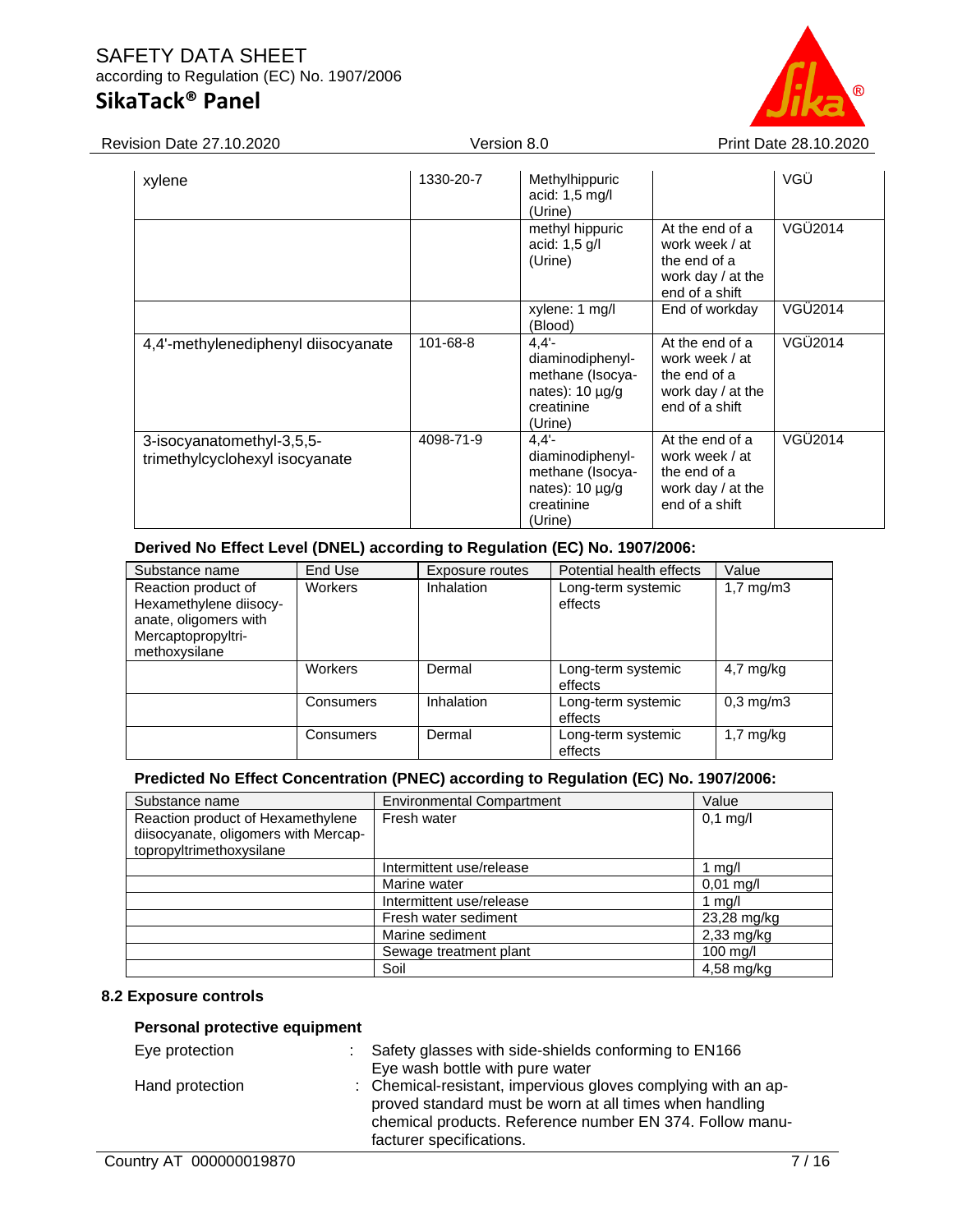| | | | | |
|---|---|---|---|---|
| xylene | 1330-20-7 | Methylhippuric acid: 1,5 mg/l (Urine) | | VGÜ |
| | | methyl hippuric acid: 1,5 g/l (Urine) | At the end of a work week / at the end of a work day / at the end of a shift | VGÜ2014 |
| | | xylene: 1 mg/l (Blood) | End of workday | VGÜ2014 |
| 4,4'-methylenediphenyl diisocyanate | 101-68-8 | 4,4'-diaminodiphenyl-methane (Isocya-nates): 10 µg/g creatinine (Urine) | At the end of a work week / at the end of a work day / at the end of a shift | VGÜ2014 |
| 3-isocyanatomethyl-3,5,5-trimethylcyclohexyl isocyanate | 4098-71-9 | 4,4'-diaminodiphenyl-methane (Isocya-nates): 10 µg/g creatinine (Urine) | At the end of a work week / at the end of a work day / at the end of a shift | VGÜ2014 |

**Derived No Effect Level (DNEL) according to Regulation (EC) No. 1907/2006:**

| Substance name | End Use | Exposure routes | Potential health effects | Value |
|---|---|---|---|---|
| Reaction product of Hexamethylene diisocy-anate, oligomers with Mercaptopropyltri-methoxysilane | Workers | Inhalation | Long-term systemic effects | 1,7 mg/m3 |
| | Workers | Dermal | Long-term systemic effects | 4,7 mg/kg |
| | Consumers | Inhalation | Long-term systemic effects | 0,3 mg/m3 |
| | Consumers | Dermal | Long-term systemic effects | 1,7 mg/kg |

**Predicted No Effect Concentration (PNEC) according to Regulation (EC) No. 1907/2006:**

| Substance name | Environmental Compartment | Value |
|---|---|---|
| Reaction product of Hexamethylene diisocyanate, oligomers with Mercap-topropyltrimethoxysilane | Fresh water | 0,1 mg/l |
| | Intermittent use/release | 1 mg/l |
| | Marine water | 0,01 mg/l |
| | Intermittent use/release | 1 mg/l |
| | Fresh water sediment | 23,28 mg/kg |
| | Marine sediment | 2,33 mg/kg |
| | Sewage treatment plant | 100 mg/l |
| | Soil | 4,58 mg/kg |

## 8.2 Exposure controls

### Personal protective equipment

Eye protection : Safety glasses with side-shields conforming to EN166
Eye wash bottle with pure water

Hand protection : Chemical-resistant, impervious gloves complying with an approved standard must be worn at all times when handling chemical products. Reference number EN 374. Follow manufacturer specifications.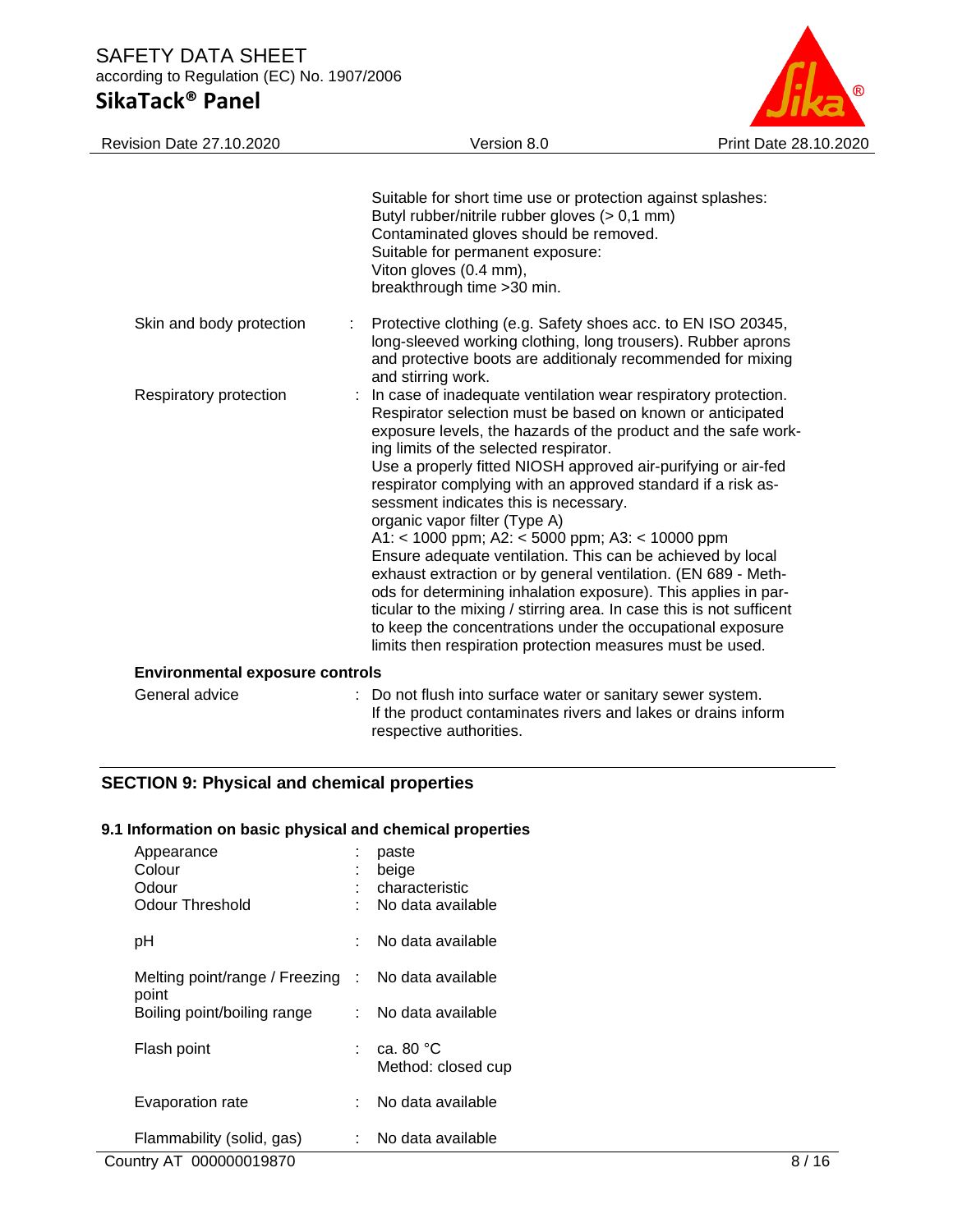| | | |
|---|---|---|
| | | Suitable for short time use or protection against splashes:<br>Butyl rubber/nitrile rubber gloves (> 0,1 mm)<br>Contaminated gloves should be removed.<br>Suitable for permanent exposure:<br>Viton gloves (0.4 mm),<br>breakthrough time >30 min. |
| Skin and body protection | : | Protective clothing (e.g. Safety shoes acc. to EN ISO 20345, long-sleeved working clothing, long trousers). Rubber aprons and protective boots are additionaly recommended for mixing and stirring work. |
| Respiratory protection | : | In case of inadequate ventilation wear respiratory protection. Respirator selection must be based on known or anticipated exposure levels, the hazards of the product and the safe working limits of the selected respirator.<br>Use a properly fitted NIOSH approved air-purifying or air-fed respirator complying with an approved standard if a risk assessment indicates this is necessary.<br>organic vapor filter (Type A)<br>A1: < 1000 ppm; A2: < 5000 ppm; A3: < 10000 ppm<br>Ensure adequate ventilation. This can be achieved by local exhaust extraction or by general ventilation. (EN 689 - Methods for determining inhalation exposure). This applies in particular to the mixing / stirring area. In case this is not sufficent to keep the concentrations under the occupational exposure limits then respiration protection measures must be used. |

**Environmental exposure controls**

| | | |
|---|---|---|
| General advice | : | Do not flush into surface water or sanitary sewer system.<br>If the product contaminates rivers and lakes or drains inform respective authorities. |

## SECTION 9: Physical and chemical properties

### 9.1 Information on basic physical and chemical properties

| | | |
|---|---|---|
| Appearance | : | paste |
| Colour | : | beige |
| Odour | : | characteristic |
| Odour Threshold | : | No data available |
| pH | : | No data available |
| Melting point/range / Freezing point | : | No data available |
| Boiling point/boiling range | : | No data available |
| Flash point | : | ca. 80 °C<br>Method: closed cup |
| Evaporation rate | : | No data available |
| Flammability (solid, gas) | : | No data available |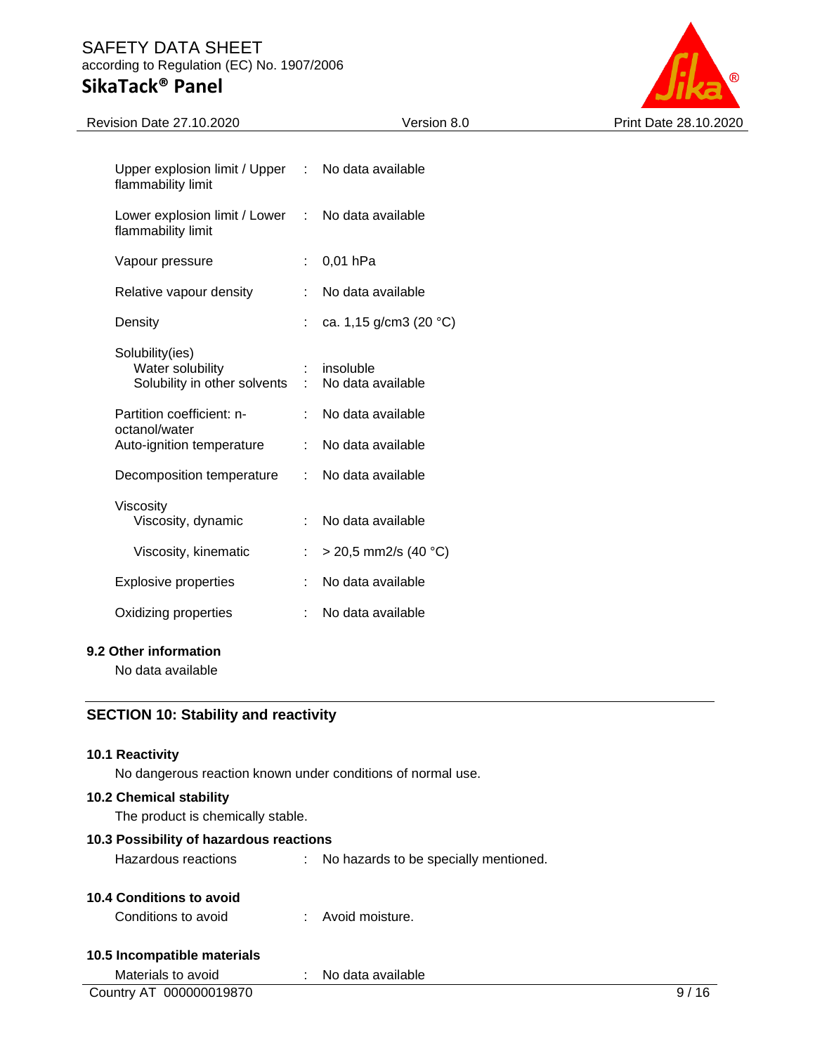| | | |
|---|---|---|
| Upper explosion limit / Upper flammability limit | : | No data available |
| Lower explosion limit / Lower flammability limit | : | No data available |
| Vapour pressure | : | 0,01 hPa |
| Relative vapour density | : | No data available |
| Density | : | ca. 1,15 g/cm3 (20 °C) |
| Solubility(ies) | | |
| Water solubility | : | insoluble |
| Solubility in other solvents | : | No data available |
| Partition coefficient: n-octanol/water | : | No data available |
| Auto-ignition temperature | : | No data available |
| Decomposition temperature | : | No data available |
| Viscosity | | |
| Viscosity, dynamic | : | No data available |
| Viscosity, kinematic | : | > 20,5 mm2/s (40 °C) |
| Explosive properties | : | No data available |
| Oxidizing properties | : | No data available |

**9.2 Other information**

No data available

## SECTION 10: Stability and reactivity

**10.1 Reactivity**

No dangerous reaction known under conditions of normal use.

**10.2 Chemical stability**

The product is chemically stable.

**10.3 Possibility of hazardous reactions**

Hazardous reactions : No hazards to be specially mentioned.

**10.4 Conditions to avoid**

Conditions to avoid : Avoid moisture.

**10.5 Incompatible materials**

Materials to avoid : No data available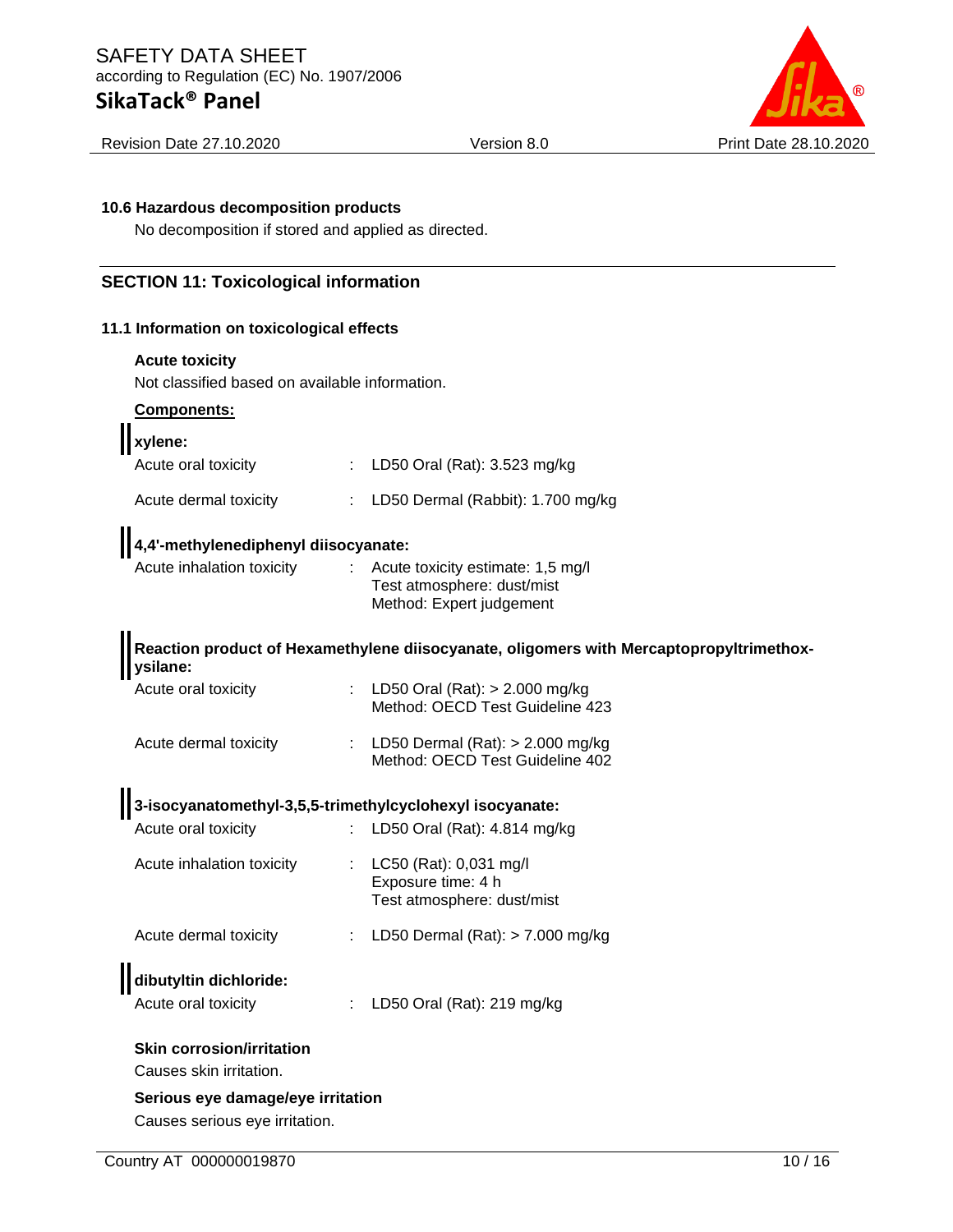### 10.6 Hazardous decomposition products

No decomposition if stored and applied as directed.

## SECTION 11: Toxicological information

### 11.1 Information on toxicological effects

**Acute toxicity**

Not classified based on available information.

**Components:**

**xylene:**

| | | |
|---|---|---|
| Acute oral toxicity | : | LD50 Oral (Rat): 3.523 mg/kg |
| Acute dermal toxicity | : | LD50 Dermal (Rabbit): 1.700 mg/kg |

**4,4'-methylenediphenyl diisocyanate:**

| | | |
|---|---|---|
| Acute inhalation toxicity | : | Acute toxicity estimate: 1,5 mg/l<br>Test atmosphere: dust/mist<br>Method: Expert judgement |

**Reaction product of Hexamethylene diisocyanate, oligomers with Mercaptopropyltrimethoxysilane:**

| | | |
|---|---|---|
| Acute oral toxicity | : | LD50 Oral (Rat): > 2.000 mg/kg<br>Method: OECD Test Guideline 423 |
| Acute dermal toxicity | : | LD50 Dermal (Rat): > 2.000 mg/kg<br>Method: OECD Test Guideline 402 |

**3-isocyanatomethyl-3,5,5-trimethylcyclohexyl isocyanate:**

| | | |
|---|---|---|
| Acute oral toxicity | : | LD50 Oral (Rat): 4.814 mg/kg |
| Acute inhalation toxicity | : | LC50 (Rat): 0,031 mg/l<br>Exposure time: 4 h<br>Test atmosphere: dust/mist |
| Acute dermal toxicity | : | LD50 Dermal (Rat): > 7.000 mg/kg |

**dibutyltin dichloride:**

| | | |
|---|---|---|
| Acute oral toxicity | : | LD50 Oral (Rat): 219 mg/kg |

**Skin corrosion/irritation**

Causes skin irritation.

**Serious eye damage/eye irritation**

Causes serious eye irritation.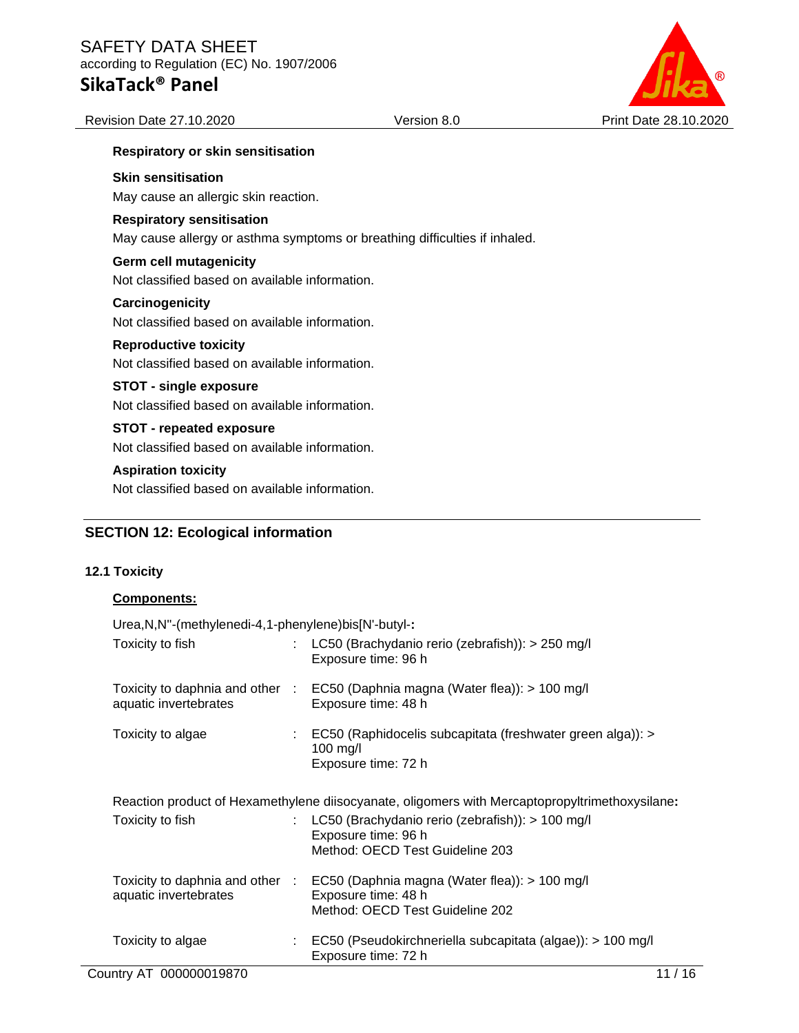**Respiratory or skin sensitisation**

**Skin sensitisation**

May cause an allergic skin reaction.

**Respiratory sensitisation**

May cause allergy or asthma symptoms or breathing difficulties if inhaled.

**Germ cell mutagenicity**

Not classified based on available information.

**Carcinogenicity**

Not classified based on available information.

**Reproductive toxicity**

Not classified based on available information.

**STOT - single exposure**

Not classified based on available information.

**STOT - repeated exposure**

Not classified based on available information.

**Aspiration toxicity**

Not classified based on available information.

## SECTION 12: Ecological information

### 12.1 Toxicity

**Components:**

Urea,N,N''-(methylenedi-4,1-phenylene)bis[N'-butyl-**:**

| | | |
|---|---|---|
| Toxicity to fish | : | LC50 (Brachydanio rerio (zebrafish)): > 250 mg/l<br>Exposure time: 96 h |
| Toxicity to daphnia and other aquatic invertebrates | : | EC50 (Daphnia magna (Water flea)): > 100 mg/l<br>Exposure time: 48 h |
| Toxicity to algae | : | EC50 (Raphidocelis subcapitata (freshwater green alga)): > 100 mg/l<br>Exposure time: 72 h |

Reaction product of Hexamethylene diisocyanate, oligomers with Mercaptopropyltrimethoxysilane**:**

| | | |
|---|---|---|
| Toxicity to fish | : | LC50 (Brachydanio rerio (zebrafish)): > 100 mg/l<br>Exposure time: 96 h<br>Method: OECD Test Guideline 203 |
| Toxicity to daphnia and other aquatic invertebrates | : | EC50 (Daphnia magna (Water flea)): > 100 mg/l<br>Exposure time: 48 h<br>Method: OECD Test Guideline 202 |
| Toxicity to algae | : | EC50 (Pseudokirchneriella subcapitata (algae)): > 100 mg/l<br>Exposure time: 72 h |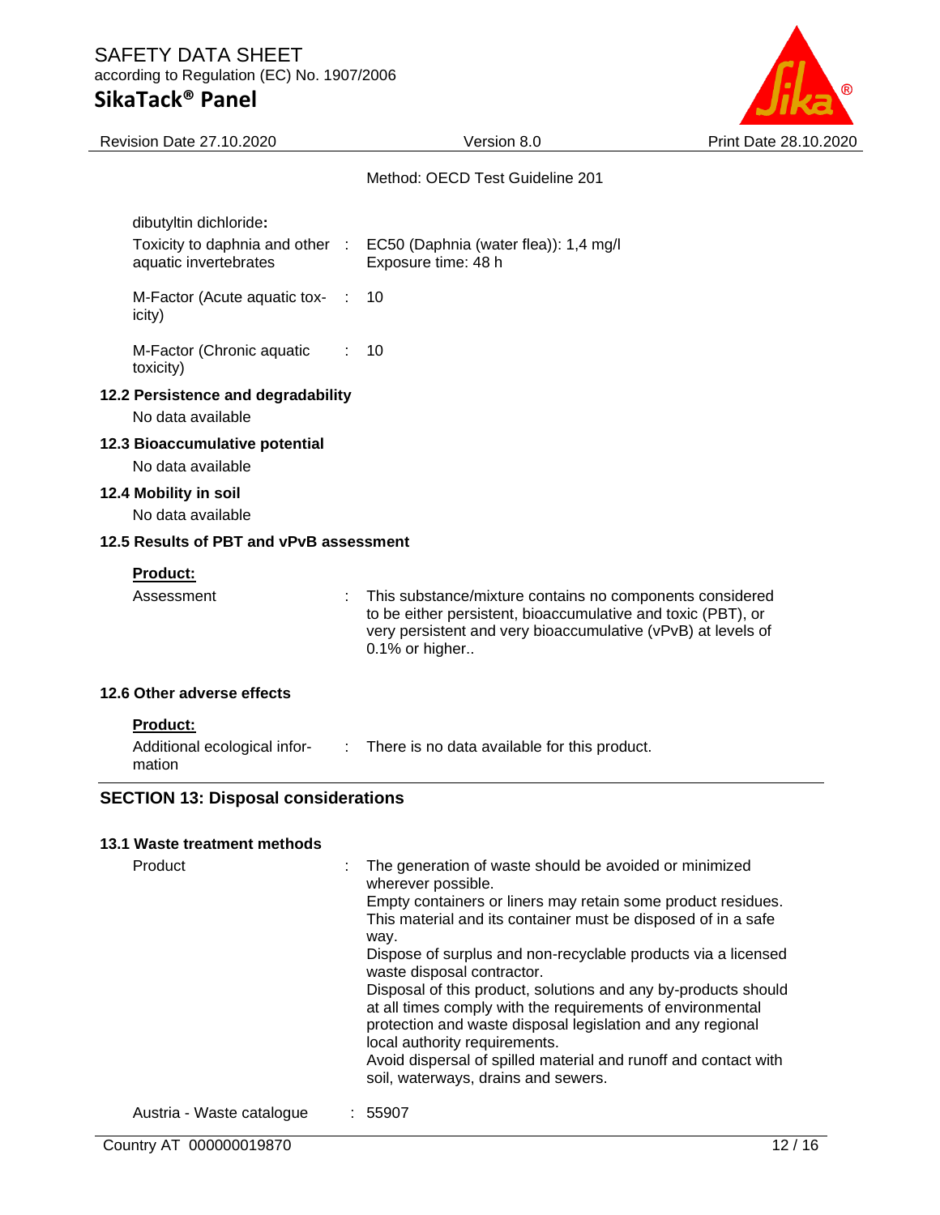Method: OECD Test Guideline 201

dibutyltin dichloride**:**

| | | |
|---|---|---|
| Toxicity to daphnia and other aquatic invertebrates | : | EC50 (Daphnia (water flea)): 1,4 mg/l<br>Exposure time: 48 h |
| M-Factor (Acute aquatic toxicity) | : | 10 |
| M-Factor (Chronic aquatic toxicity) | : | 10 |

**12.2 Persistence and degradability**

No data available

**12.3 Bioaccumulative potential**

No data available

**12.4 Mobility in soil**

No data available

**12.5 Results of PBT and vPvB assessment**

**Product:**

| | | |
|---|---|---|
| Assessment | : | This substance/mixture contains no components considered to be either persistent, bioaccumulative and toxic (PBT), or very persistent and very bioaccumulative (vPvB) at levels of 0.1% or higher.. |

**12.6 Other adverse effects**

**Product:**

| | | |
|---|---|---|
| Additional ecological information | : | There is no data available for this product. |

## SECTION 13: Disposal considerations

**13.1 Waste treatment methods**

| | | |
|---|---|---|
| Product | : | The generation of waste should be avoided or minimized wherever possible.<br>Empty containers or liners may retain some product residues.<br>This material and its container must be disposed of in a safe way.<br>Dispose of surplus and non-recyclable products via a licensed waste disposal contractor.<br>Disposal of this product, solutions and any by-products should at all times comply with the requirements of environmental protection and waste disposal legislation and any regional local authority requirements.<br>Avoid dispersal of spilled material and runoff and contact with soil, waterways, drains and sewers. |
| Austria - Waste catalogue | : | 55907 |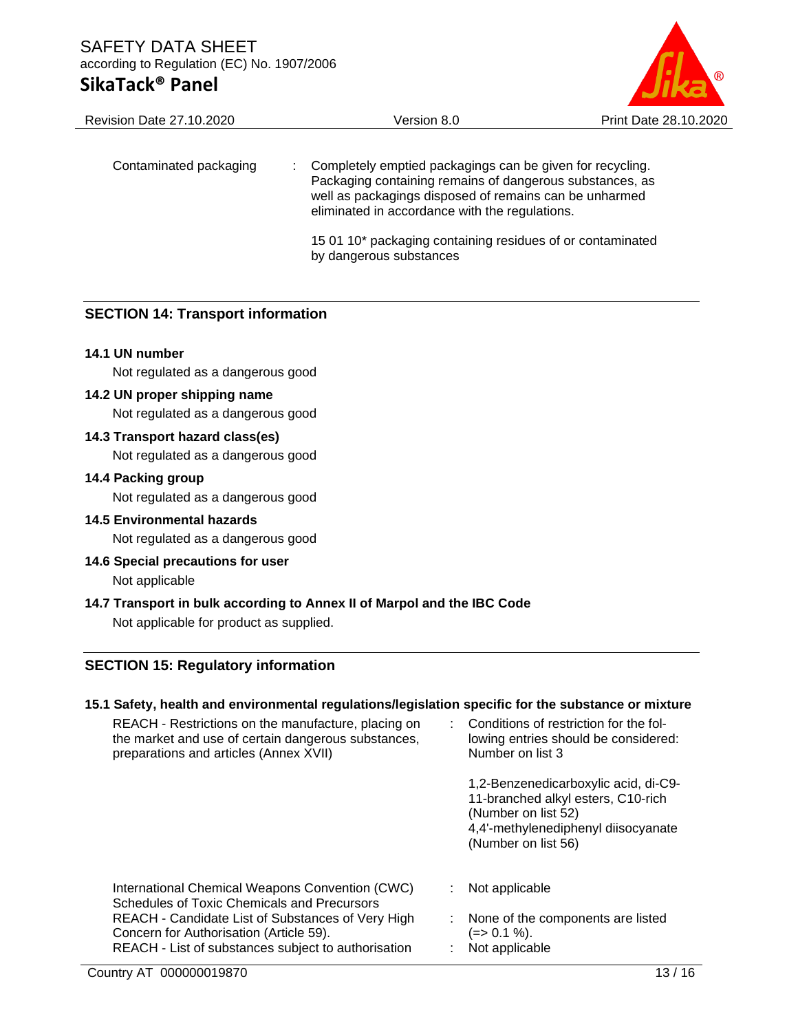| | | |
|---|---|---|
| Contaminated packaging | : | Completely emptied packagings can be given for recycling. Packaging containing remains of dangerous substances, as well as packagings disposed of remains can be unharmed eliminated in accordance with the regulations.<br><br>15 01 10* packaging containing residues of or contaminated by dangerous substances |

## SECTION 14: Transport information

**14.1 UN number**

Not regulated as a dangerous good

**14.2 UN proper shipping name**

Not regulated as a dangerous good

**14.3 Transport hazard class(es)**

Not regulated as a dangerous good

**14.4 Packing group**

Not regulated as a dangerous good

**14.5 Environmental hazards**

Not regulated as a dangerous good

**14.6 Special precautions for user**

Not applicable

**14.7 Transport in bulk according to Annex II of Marpol and the IBC Code**

Not applicable for product as supplied.

## SECTION 15: Regulatory information

**15.1 Safety, health and environmental regulations/legislation specific for the substance or mixture**

| | | |
|---|---|---|
| REACH - Restrictions on the manufacture, placing on the market and use of certain dangerous substances, preparations and articles (Annex XVII) | : | Conditions of restriction for the following entries should be considered:<br>Number on list 3<br><br>1,2-Benzenedicarboxylic acid, di-C9-11-branched alkyl esters, C10-rich (Number on list 52)<br>4,4'-methylenediphenyl diisocyanate (Number on list 56) |
| International Chemical Weapons Convention (CWC) Schedules of Toxic Chemicals and Precursors | : | Not applicable |
| REACH - Candidate List of Substances of Very High Concern for Authorisation (Article 59). | : | None of the components are listed (=> 0.1 %). |
| REACH - List of substances subject to authorisation | : | Not applicable |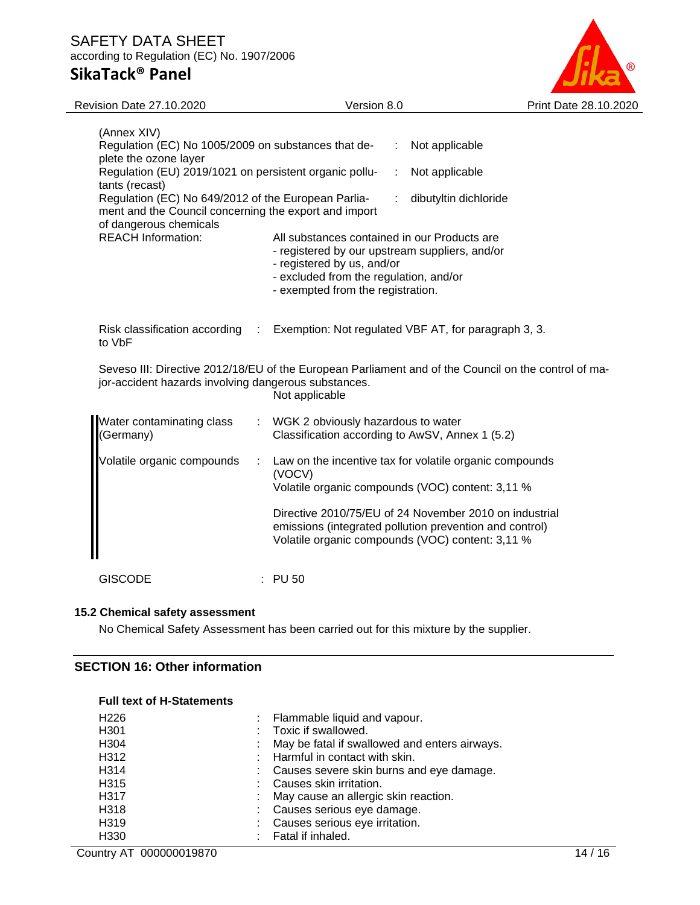(Annex XIV)

| | | |
|---|---|---|
| Regulation (EC) No 1005/2009 on substances that deplete the ozone layer | : | Not applicable |
| Regulation (EU) 2019/1021 on persistent organic pollutants (recast) | : | Not applicable |
| Regulation (EC) No 649/2012 of the European Parliament and the Council concerning the export and import of dangerous chemicals | : | dibutyltin dichloride |

REACH Information: All substances contained in our Products are
- registered by our upstream suppliers, and/or
- registered by us, and/or
- excluded from the regulation, and/or
- exempted from the registration.

Risk classification according to VbF : Exemption: Not regulated VBF AT, for paragraph 3, 3.

Seveso III: Directive 2012/18/EU of the European Parliament and of the Council on the control of major-accident hazards involving dangerous substances.
Not applicable

Water contaminating class (Germany) : WGK 2 obviously hazardous to water
Classification according to AwSV, Annex 1 (5.2)

Volatile organic compounds : Law on the incentive tax for volatile organic compounds (VOCV)
Volatile organic compounds (VOC) content: 3,11 %

Directive 2010/75/EU of 24 November 2010 on industrial emissions (integrated pollution prevention and control)
Volatile organic compounds (VOC) content: 3,11 %

GISCODE : PU 50

### 15.2 Chemical safety assessment

No Chemical Safety Assessment has been carried out for this mixture by the supplier.

## SECTION 16: Other information

**Full text of H-Statements**

| | | |
|---|---|---|
| H226 | : | Flammable liquid and vapour. |
| H301 | : | Toxic if swallowed. |
| H304 | : | May be fatal if swallowed and enters airways. |
| H312 | : | Harmful in contact with skin. |
| H314 | : | Causes severe skin burns and eye damage. |
| H315 | : | Causes skin irritation. |
| H317 | : | May cause an allergic skin reaction. |
| H318 | : | Causes serious eye damage. |
| H319 | : | Causes serious eye irritation. |
| H330 | : | Fatal if inhaled. |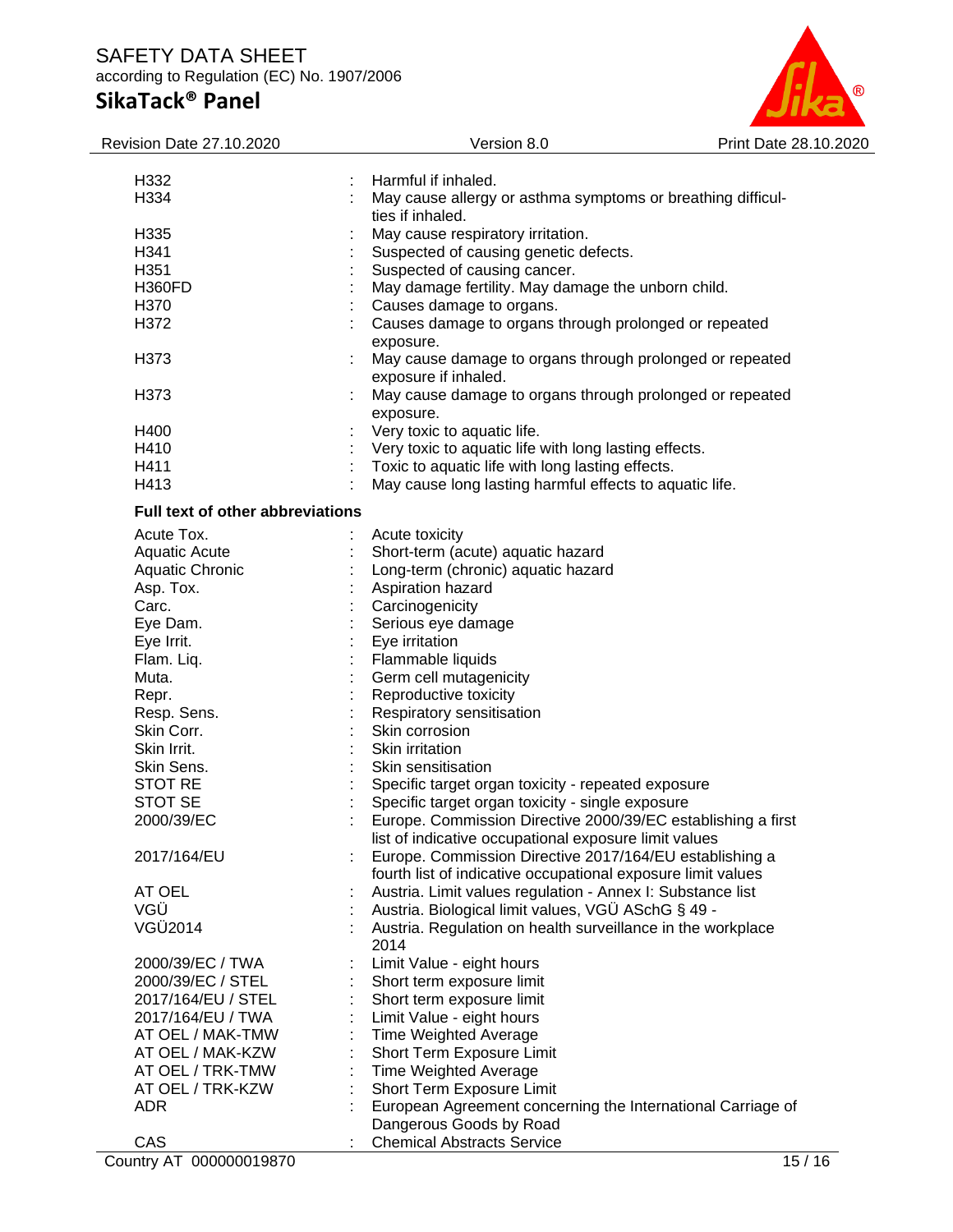| | | |
|---|---|---|
| H332 | : | Harmful if inhaled. |
| H334 | : | May cause allergy or asthma symptoms or breathing difficulties if inhaled. |
| H335 | : | May cause respiratory irritation. |
| H341 | : | Suspected of causing genetic defects. |
| H351 | : | Suspected of causing cancer. |
| H360FD | : | May damage fertility. May damage the unborn child. |
| H370 | : | Causes damage to organs. |
| H372 | : | Causes damage to organs through prolonged or repeated exposure. |
| H373 | : | May cause damage to organs through prolonged or repeated exposure if inhaled. |
| H373 | : | May cause damage to organs through prolonged or repeated exposure. |
| H400 | : | Very toxic to aquatic life. |
| H410 | : | Very toxic to aquatic life with long lasting effects. |
| H411 | : | Toxic to aquatic life with long lasting effects. |
| H413 | : | May cause long lasting harmful effects to aquatic life. |

**Full text of other abbreviations**

| | | |
|---|---|---|
| Acute Tox. | : | Acute toxicity |
| Aquatic Acute | : | Short-term (acute) aquatic hazard |
| Aquatic Chronic | : | Long-term (chronic) aquatic hazard |
| Asp. Tox. | : | Aspiration hazard |
| Carc. | : | Carcinogenicity |
| Eye Dam. | : | Serious eye damage |
| Eye Irrit. | : | Eye irritation |
| Flam. Liq. | : | Flammable liquids |
| Muta. | : | Germ cell mutagenicity |
| Repr. | : | Reproductive toxicity |
| Resp. Sens. | : | Respiratory sensitisation |
| Skin Corr. | : | Skin corrosion |
| Skin Irrit. | : | Skin irritation |
| Skin Sens. | : | Skin sensitisation |
| STOT RE | : | Specific target organ toxicity - repeated exposure |
| STOT SE | : | Specific target organ toxicity - single exposure |
| 2000/39/EC | : | Europe. Commission Directive 2000/39/EC establishing a first list of indicative occupational exposure limit values |
| 2017/164/EU | : | Europe. Commission Directive 2017/164/EU establishing a fourth list of indicative occupational exposure limit values |
| AT OEL | : | Austria. Limit values regulation - Annex I: Substance list |
| VGÜ | : | Austria. Biological limit values, VGÜ ASchG § 49 - |
| VGÜ2014 | : | Austria. Regulation on health surveillance in the workplace 2014 |
| 2000/39/EC / TWA | : | Limit Value - eight hours |
| 2000/39/EC / STEL | : | Short term exposure limit |
| 2017/164/EU / STEL | : | Short term exposure limit |
| 2017/164/EU / TWA | : | Limit Value - eight hours |
| AT OEL / MAK-TMW | : | Time Weighted Average |
| AT OEL / MAK-KZW | : | Short Term Exposure Limit |
| AT OEL / TRK-TMW | : | Time Weighted Average |
| AT OEL / TRK-KZW | : | Short Term Exposure Limit |
| ADR | : | European Agreement concerning the International Carriage of Dangerous Goods by Road |
| CAS | : | Chemical Abstracts Service |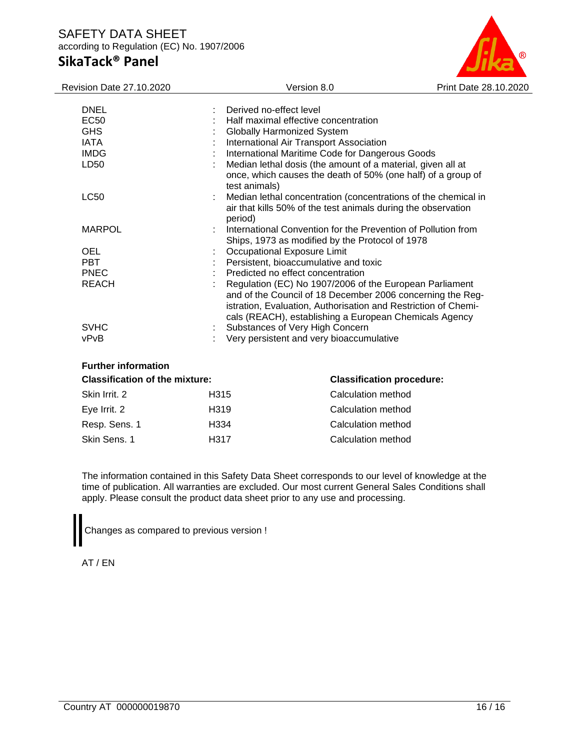| | | |
|---|---|---|
| DNEL | : | Derived no-effect level |
| EC50 | : | Half maximal effective concentration |
| GHS | : | Globally Harmonized System |
| IATA | : | International Air Transport Association |
| IMDG | : | International Maritime Code for Dangerous Goods |
| LD50 | : | Median lethal dosis (the amount of a material, given all at once, which causes the death of 50% (one half) of a group of test animals) |
| LC50 | : | Median lethal concentration (concentrations of the chemical in air that kills 50% of the test animals during the observation period) |
| MARPOL | : | International Convention for the Prevention of Pollution from Ships, 1973 as modified by the Protocol of 1978 |
| OEL | : | Occupational Exposure Limit |
| PBT | : | Persistent, bioaccumulative and toxic |
| PNEC | : | Predicted no effect concentration |
| REACH | : | Regulation (EC) No 1907/2006 of the European Parliament and of the Council of 18 December 2006 concerning the Registration, Evaluation, Authorisation and Restriction of Chemicals (REACH), establishing a European Chemicals Agency |
| SVHC | : | Substances of Very High Concern |
| vPvB | : | Very persistent and very bioaccumulative |

**Further information**

| **Classification of the mixture:** | | **Classification procedure:** |
|---|---|---|
| Skin Irrit. 2 | H315 | Calculation method |
| Eye Irrit. 2 | H319 | Calculation method |
| Resp. Sens. 1 | H334 | Calculation method |
| Skin Sens. 1 | H317 | Calculation method |

The information contained in this Safety Data Sheet corresponds to our level of knowledge at the time of publication. All warranties are excluded. Our most current General Sales Conditions shall apply. Please consult the product data sheet prior to any use and processing.

Changes as compared to previous version !

AT / EN